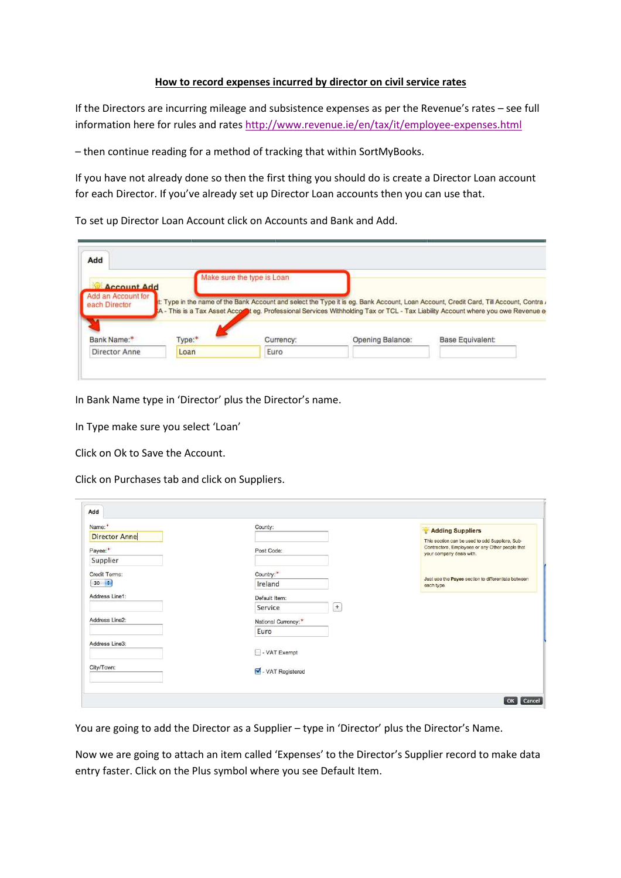# How to record expenses incurred by director on civil service rates

If the Directors are incurring mileage and subsistence expenses as per the Revenue's rates – see full information here for rules and rates http://www.revenue.ie/en/tax/it/employee-expenses.html

– then continue reading for a method of tracking that within SortMyBooks.

If you have not already done so then the first thing you should do is create a Director Loan account for each Director. If you've already set up Director Loan accounts then you can use that.

To set up Director Loan Account click on Accounts and Bank and Add.

In Bank Name type in 'Director' plus the Director's name.

In Type make sure you select 'Loan'

Click on Ok to Save the Account.

Click on Purchases tab and click on Suppliers.

You are going to add the Director as a Supplier – type in 'Director' plus the Director's Name.

Now we are going to attach an item called 'Expenses' to the Director's Supplier record to make data entry faster. Click on the Plus symbol where you see Default Item.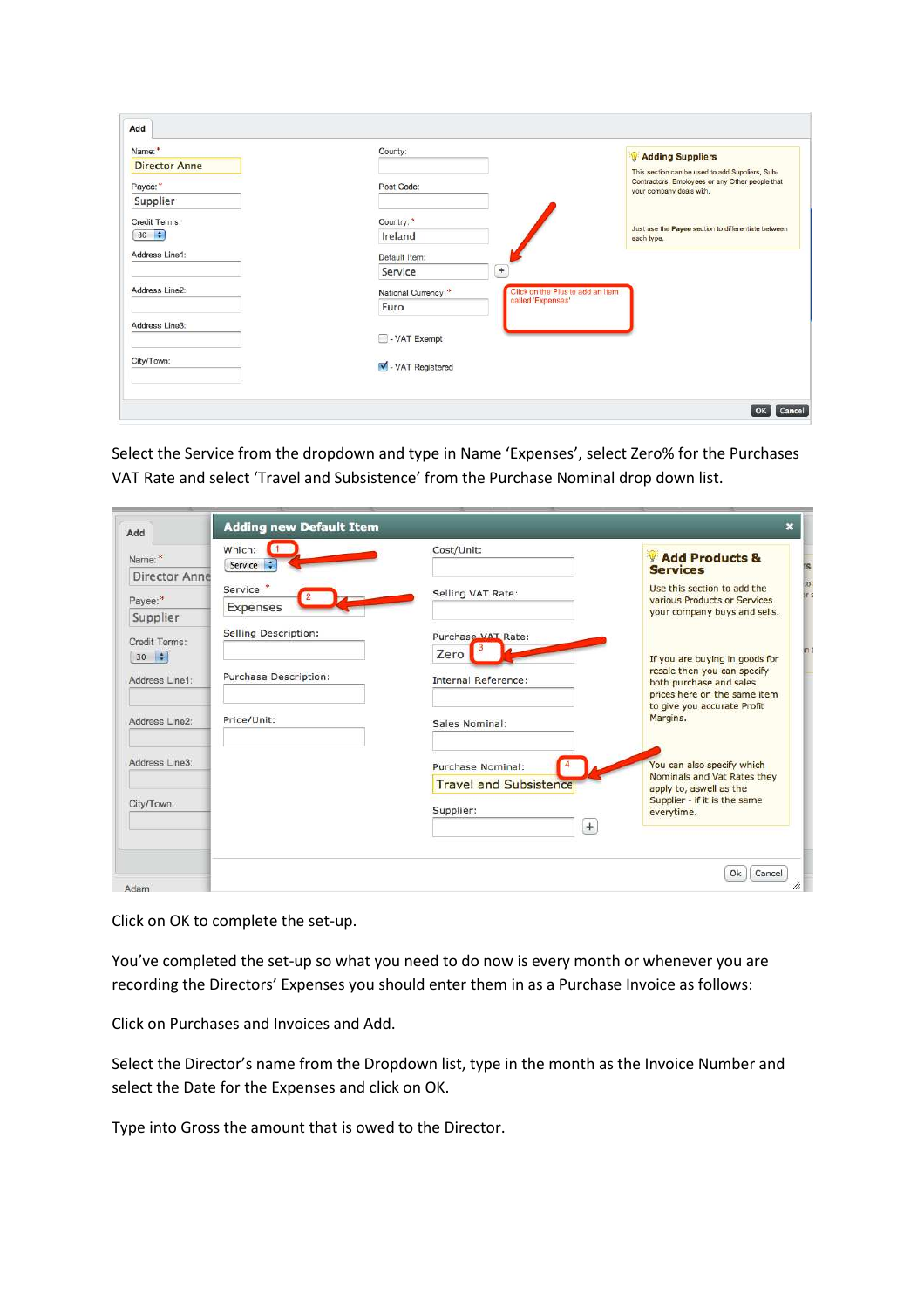Select the Service from the dropdown and type in Name 'Expenses', select Zero% for the Purchases VAT Rate and select 'Travel and Subsistence' from the Purchase Nominal drop down list.

Click on OK to complete the set-up.

You've completed the set-up so what you need to do now is every month or whenever you are recording the Directors' Expenses you should enter them in as a Purchase Invoice as follows:

Click on Purchases and Invoices and Add.

Select the Director's name from the Dropdown list, type in the month as the Invoice Number and select the Date for the Expenses and click on OK.

Type into Gross the amount that is owed to the Director.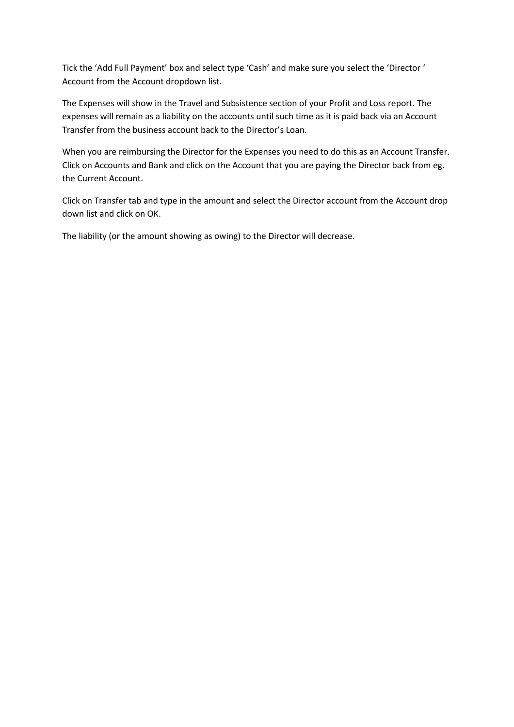Tick the 'Add Full Payment' box and select type 'Cash' and make sure you select the 'Director ' Account from the Account dropdown list.

The Expenses will show in the Travel and Subsistence section of your Profit and Loss report. The expenses will remain as a liability on the accounts until such time as it is paid back via an Account Transfer from the business account back to the Director's Loan.

When you are reimbursing the Director for the Expenses you need to do this as an Account Transfer. Click on Accounts and Bank and click on the Account that you are paying the Director back from eg. the Current Account.

Click on Transfer tab and type in the amount and select the Director account from the Account drop down list and click on OK.

The liability (or the amount showing as owing) to the Director will decrease.